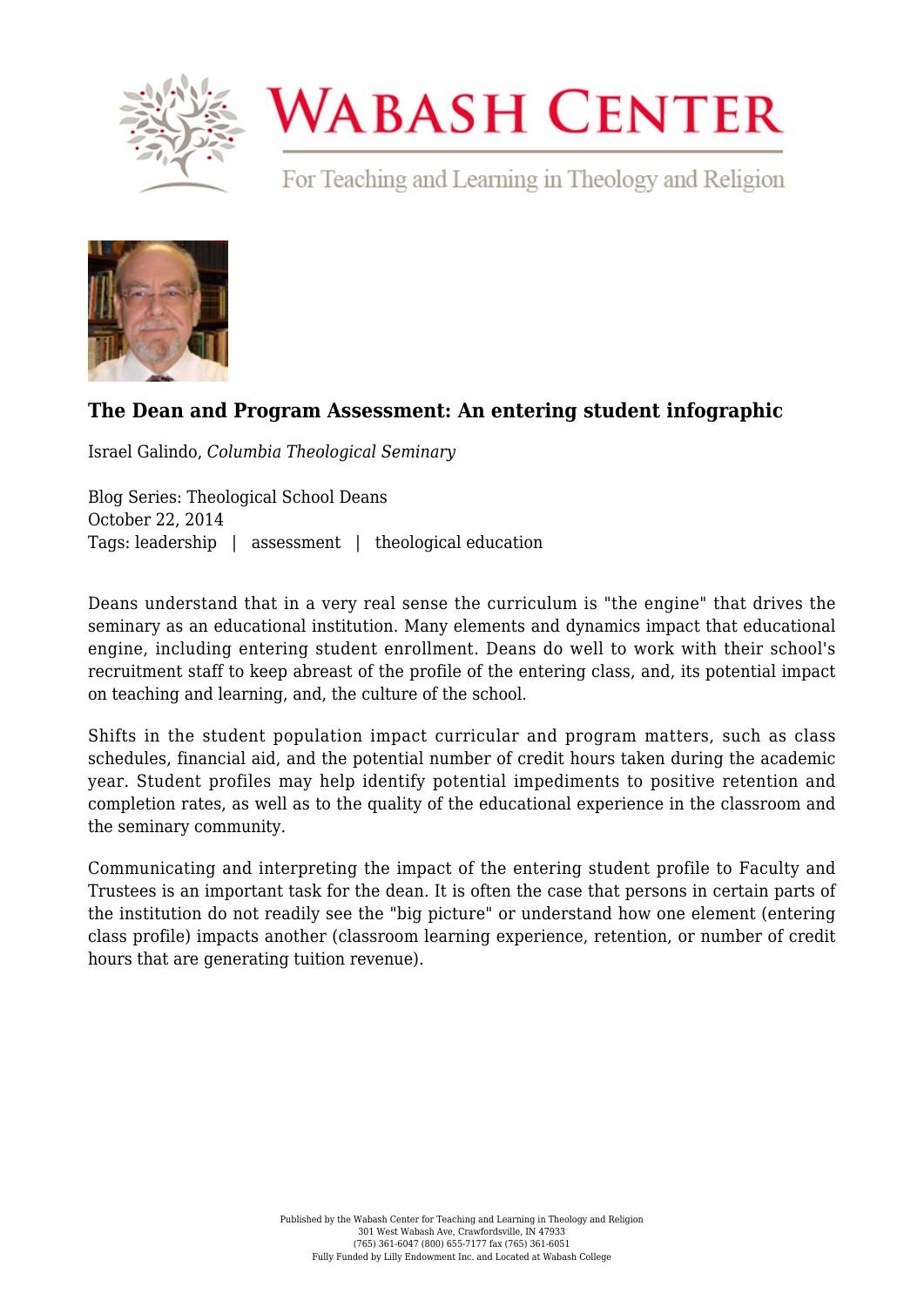# The Dean and Program Assessment: An entering student infographic

Israel Galindo, *Columbia Theological Seminary*

Blog Series: Theological School Deans
October 22, 2014
Tags: leadership | assessment | theological education

Deans understand that in a very real sense the curriculum is "the engine" that drives the seminary as an educational institution. Many elements and dynamics impact that educational engine, including entering student enrollment. Deans do well to work with their school's recruitment staff to keep abreast of the profile of the entering class, and, its potential impact on teaching and learning, and, the culture of the school.

Shifts in the student population impact curricular and program matters, such as class schedules, financial aid, and the potential number of credit hours taken during the academic year. Student profiles may help identify potential impediments to positive retention and completion rates, as well as to the quality of the educational experience in the classroom and the seminary community.

Communicating and interpreting the impact of the entering student profile to Faculty and Trustees is an important task for the dean. It is often the case that persons in certain parts of the institution do not readily see the "big picture" or understand how one element (entering class profile) impacts another (classroom learning experience, retention, or number of credit hours that are generating tuition revenue).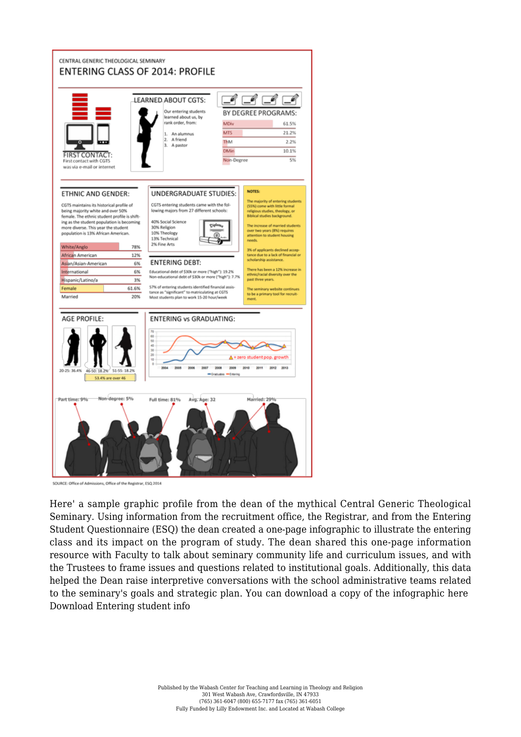CENTRAL GENERIC THEOLOGICAL SEMINARY

## ENTERING CLASS OF 2014: PROFILE

**FIRST CONTACT:**
First contact with CGTS was via e-mail or internet

**LEARNED ABOUT CGTS:**
Our entering students learned about us, by rank order, from:

1. An alumnus
2. A friend
3. A pastor

**BY DEGREE PROGRAMS:**

| Program | % |
|---|---|
| MDiv | 61.5% |
| MTS | 21.2% |
| ThM | 2.2% |
| DMin | 10.1% |
| Non-Degree | 5% |

**ETHNIC AND GENDER:**

CGTS maintains its historical profile of being majority white and over 50% female. The ethnic student profile is shifting as the student population is becoming more diverse. This year the student population is 13% African American.

| Group | % |
|---|---|
| White/Anglo | 78% |
| African American | 12% |
| Asian/Asian-American | 6% |
| International | 6% |
| Hispanic/Latino/a | 3% |
| Female | 61.6% |
| Married | 20% |

**UNDERGRADUATE STUDIES:**

CGTS entering students came with the following majors from 27 different schools:

- 40% Social Science
- 30% Religion
- 10% Theology
- 13% Technical
- 2% Fine Arts

**ENTERING DEBT:**

Educational debt of $30k or more ("high"): 19.2%
Non-educational debt of $30k or more ("high"): 7.7%

57% of entering students identified financial assistance as "significant" to matriculating at CGTS
Most students plan to work 15-20 hour/week

**NOTES:**

The majority of entering students (55%) come with little formal religious studies, theology, or Biblical studies background.

The increase of married students over two years (8%) requires attention to student housing needs.

3% of applicants declined acceptance due to a lack of financial or scholarship assistance.

There has been a 12% increase in ethnic/racial diversity over the past three years.

The seminary website continues to be a primary tool for recruitment.

**AGE PROFILE:**

20-25: 36.4% | 46-50: 18.2% | 51-55: 18.2%
53.4% are over 46

**ENTERING vs GRADUATING:**

2004–2013; Graduates, Entering; △ = zero student pop. growth

Part time: 9% | Non-degree: 5% | Full time: 81% | Avg. Age: 32 | Married: 29%

SOURCE: Office of Admissions, Office of the Registrar, ESQ 2014

Here' a sample graphic profile from the dean of the mythical Central Generic Theological Seminary. Using information from the recruitment office, the Registrar, and from the Entering Student Questionnaire (ESQ) the dean created a one-page infographic to illustrate the entering class and its impact on the program of study. The dean shared this one-page information resource with Faculty to talk about seminary community life and curriculum issues, and with the Trustees to frame issues and questions related to institutional goals. Additionally, this data helped the Dean raise interpretive conversations with the school administrative teams related to the seminary's goals and strategic plan. You can download a copy of the infographic here Download Entering student info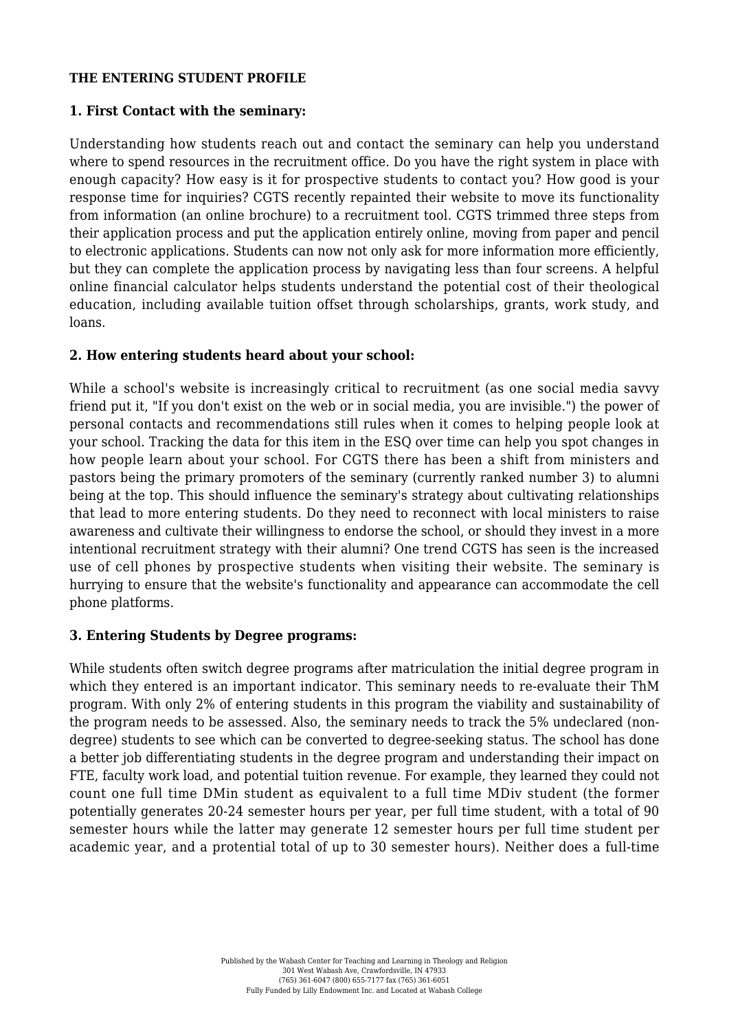**THE ENTERING STUDENT PROFILE**

**1. First Contact with the seminary:**

Understanding how students reach out and contact the seminary can help you understand where to spend resources in the recruitment office. Do you have the right system in place with enough capacity? How easy is it for prospective students to contact you? How good is your response time for inquiries? CGTS recently repainted their website to move its functionality from information (an online brochure) to a recruitment tool. CGTS trimmed three steps from their application process and put the application entirely online, moving from paper and pencil to electronic applications. Students can now not only ask for more information more efficiently, but they can complete the application process by navigating less than four screens. A helpful online financial calculator helps students understand the potential cost of their theological education, including available tuition offset through scholarships, grants, work study, and loans.

**2. How entering students heard about your school:**

While a school's website is increasingly critical to recruitment (as one social media savvy friend put it, "If you don't exist on the web or in social media, you are invisible.") the power of personal contacts and recommendations still rules when it comes to helping people look at your school. Tracking the data for this item in the ESQ over time can help you spot changes in how people learn about your school. For CGTS there has been a shift from ministers and pastors being the primary promoters of the seminary (currently ranked number 3) to alumni being at the top. This should influence the seminary's strategy about cultivating relationships that lead to more entering students. Do they need to reconnect with local ministers to raise awareness and cultivate their willingness to endorse the school, or should they invest in a more intentional recruitment strategy with their alumni? One trend CGTS has seen is the increased use of cell phones by prospective students when visiting their website. The seminary is hurrying to ensure that the website's functionality and appearance can accommodate the cell phone platforms.

**3. Entering Students by Degree programs:**

While students often switch degree programs after matriculation the initial degree program in which they entered is an important indicator. This seminary needs to re-evaluate their ThM program. With only 2% of entering students in this program the viability and sustainability of the program needs to be assessed. Also, the seminary needs to track the 5% undeclared (non-degree) students to see which can be converted to degree-seeking status. The school has done a better job differentiating students in the degree program and understanding their impact on FTE, faculty work load, and potential tuition revenue. For example, they learned they could not count one full time DMin student as equivalent to a full time MDiv student (the former potentially generates 20-24 semester hours per year, per full time student, with a total of 90 semester hours while the latter may generate 12 semester hours per full time student per academic year, and a protential total of up to 30 semester hours). Neither does a full-time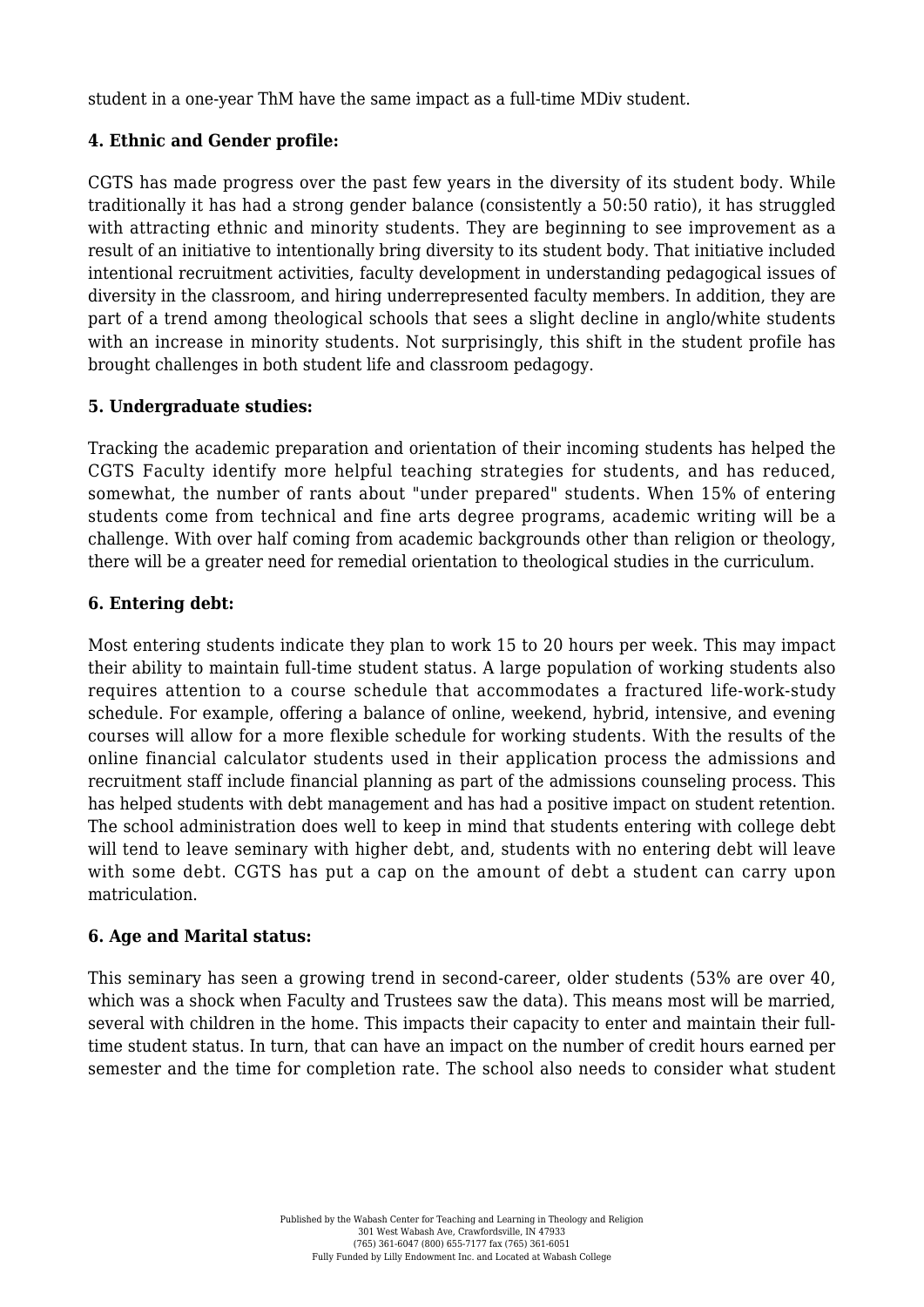student in a one-year ThM have the same impact as a full-time MDiv student.

**4. Ethnic and Gender profile:**

CGTS has made progress over the past few years in the diversity of its student body. While traditionally it has had a strong gender balance (consistently a 50:50 ratio), it has struggled with attracting ethnic and minority students. They are beginning to see improvement as a result of an initiative to intentionally bring diversity to its student body. That initiative included intentional recruitment activities, faculty development in understanding pedagogical issues of diversity in the classroom, and hiring underrepresented faculty members. In addition, they are part of a trend among theological schools that sees a slight decline in anglo/white students with an increase in minority students. Not surprisingly, this shift in the student profile has brought challenges in both student life and classroom pedagogy.

**5. Undergraduate studies:**

Tracking the academic preparation and orientation of their incoming students has helped the CGTS Faculty identify more helpful teaching strategies for students, and has reduced, somewhat, the number of rants about "under prepared" students. When 15% of entering students come from technical and fine arts degree programs, academic writing will be a challenge. With over half coming from academic backgrounds other than religion or theology, there will be a greater need for remedial orientation to theological studies in the curriculum.

**6. Entering debt:**

Most entering students indicate they plan to work 15 to 20 hours per week. This may impact their ability to maintain full-time student status. A large population of working students also requires attention to a course schedule that accommodates a fractured life-work-study schedule. For example, offering a balance of online, weekend, hybrid, intensive, and evening courses will allow for a more flexible schedule for working students. With the results of the online financial calculator students used in their application process the admissions and recruitment staff include financial planning as part of the admissions counseling process. This has helped students with debt management and has had a positive impact on student retention. The school administration does well to keep in mind that students entering with college debt will tend to leave seminary with higher debt, and, students with no entering debt will leave with some debt. CGTS has put a cap on the amount of debt a student can carry upon matriculation.

**6. Age and Marital status:**

This seminary has seen a growing trend in second-career, older students (53% are over 40, which was a shock when Faculty and Trustees saw the data). This means most will be married, several with children in the home. This impacts their capacity to enter and maintain their full-time student status. In turn, that can have an impact on the number of credit hours earned per semester and the time for completion rate. The school also needs to consider what student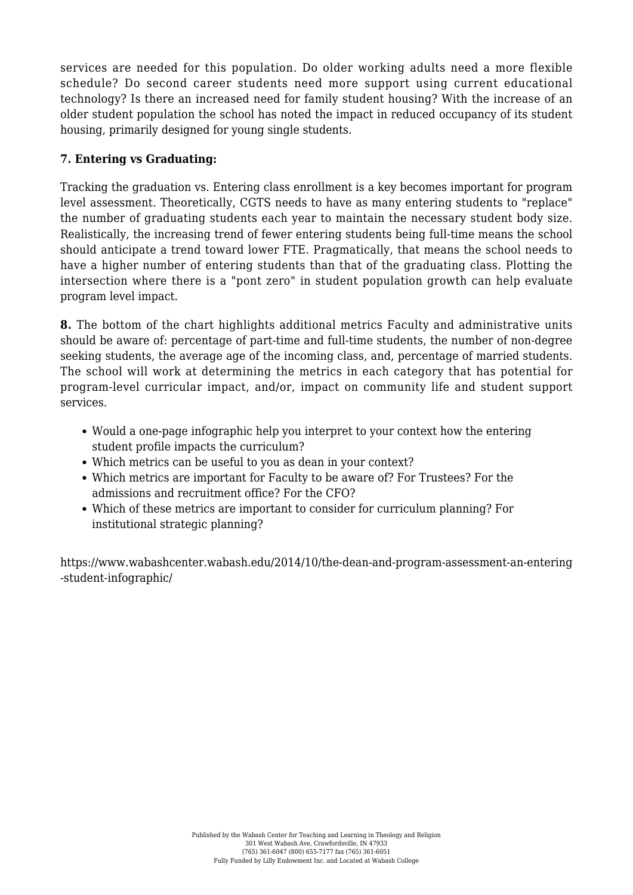services are needed for this population. Do older working adults need a more flexible schedule? Do second career students need more support using current educational technology? Is there an increased need for family student housing? With the increase of an older student population the school has noted the impact in reduced occupancy of its student housing, primarily designed for young single students.

**7. Entering vs Graduating:**

Tracking the graduation vs. Entering class enrollment is a key becomes important for program level assessment. Theoretically, CGTS needs to have as many entering students to "replace" the number of graduating students each year to maintain the necessary student body size. Realistically, the increasing trend of fewer entering students being full-time means the school should anticipate a trend toward lower FTE. Pragmatically, that means the school needs to have a higher number of entering students than that of the graduating class. Plotting the intersection where there is a "pont zero" in student population growth can help evaluate program level impact.

**8.** The bottom of the chart highlights additional metrics Faculty and administrative units should be aware of: percentage of part-time and full-time students, the number of non-degree seeking students, the average age of the incoming class, and, percentage of married students. The school will work at determining the metrics in each category that has potential for program-level curricular impact, and/or, impact on community life and student support services.

- Would a one-page infographic help you interpret to your context how the entering student profile impacts the curriculum?
- Which metrics can be useful to you as dean in your context?
- Which metrics are important for Faculty to be aware of? For Trustees? For the admissions and recruitment office? For the CFO?
- Which of these metrics are important to consider for curriculum planning? For institutional strategic planning?

https://www.wabashcenter.wabash.edu/2014/10/the-dean-and-program-assessment-an-entering-student-infographic/